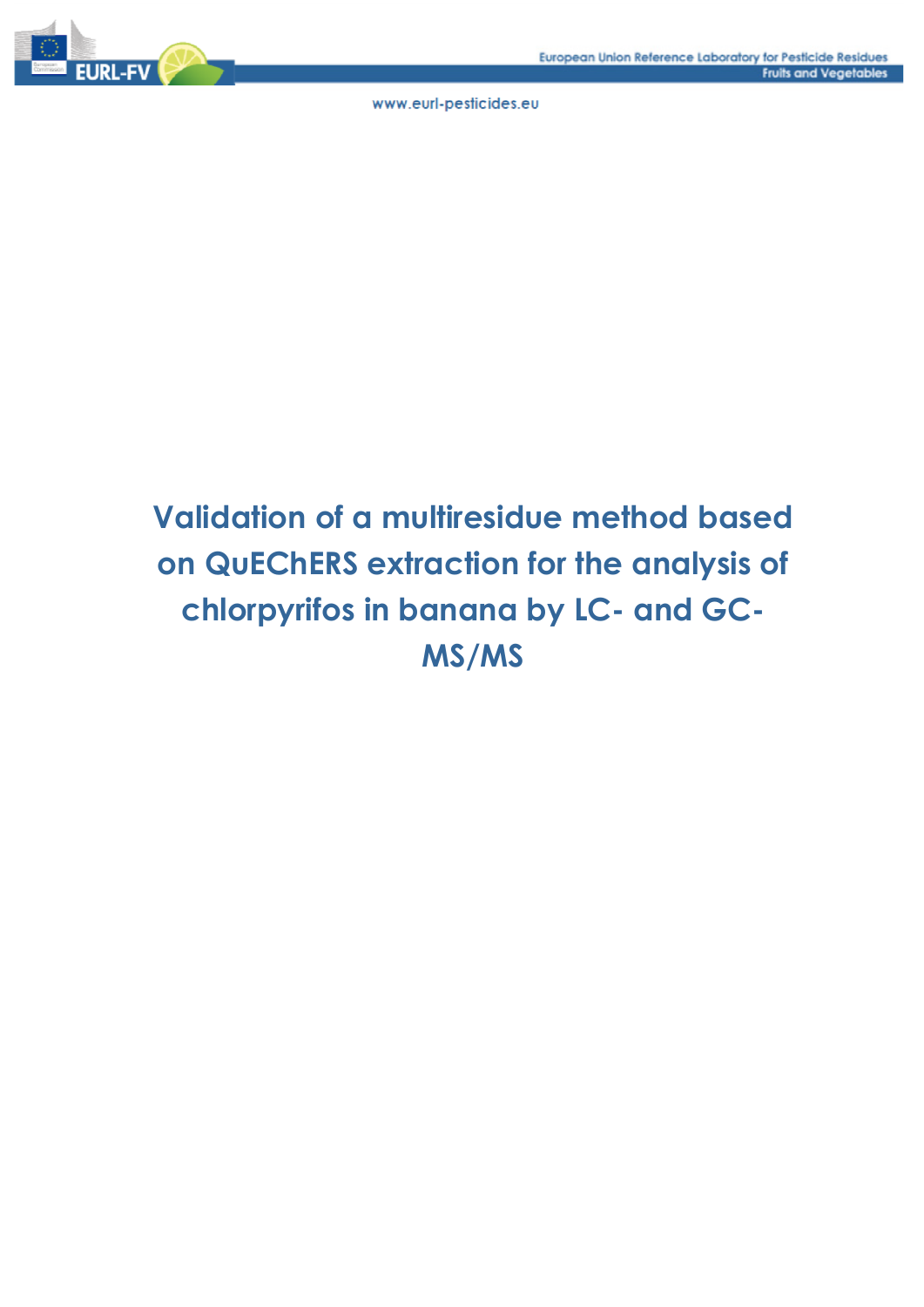# Validation of a multiresidue method based on QuEChERS extraction for the analysis of chlorpyrifos in banana by LC- and GC-MS/MS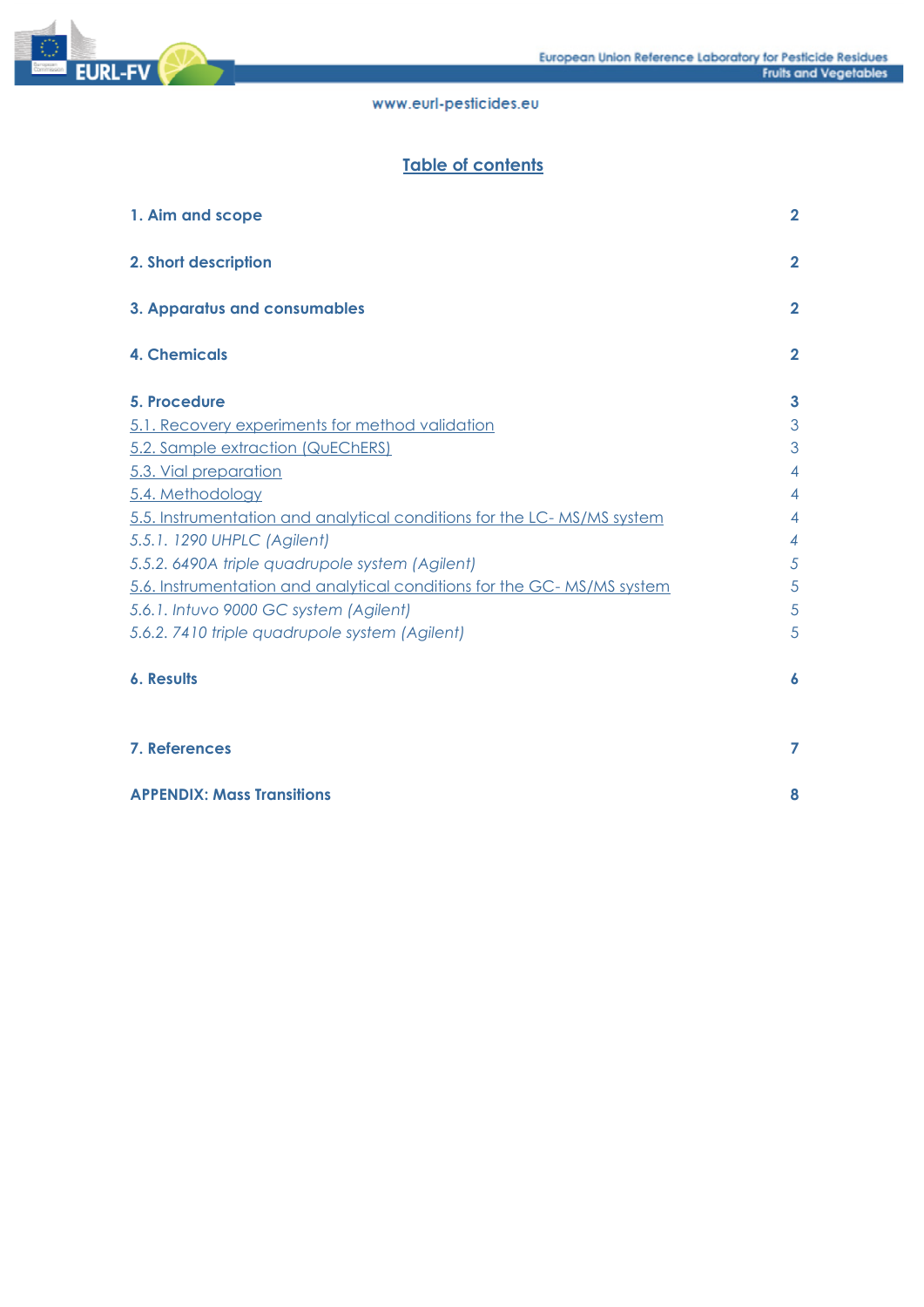## Table of contents

| | |
|---|---|
| **1. Aim and scope** | **2** |
| **2. Short description** | **2** |
| **3. Apparatus and consumables** | **2** |
| **4. Chemicals** | **2** |
| **5. Procedure** | **3** |
| 5.1. Recovery experiments for method validation | 3 |
| 5.2. Sample extraction (QuEChERS) | 3 |
| 5.3. Vial preparation | 4 |
| 5.4. Methodology | 4 |
| 5.5. Instrumentation and analytical conditions for the LC- MS/MS system | 4 |
| *5.5.1. 1290 UHPLC (Agilent)* | *4* |
| *5.5.2. 6490A triple quadrupole system (Agilent)* | *5* |
| 5.6. Instrumentation and analytical conditions for the GC- MS/MS system | 5 |
| *5.6.1. Intuvo 9000 GC system (Agilent)* | *5* |
| *5.6.2. 7410 triple quadrupole system (Agilent)* | *5* |
| **6. Results** | **6** |
| **7. References** | **7** |
| **APPENDIX: Mass Transitions** | **8** |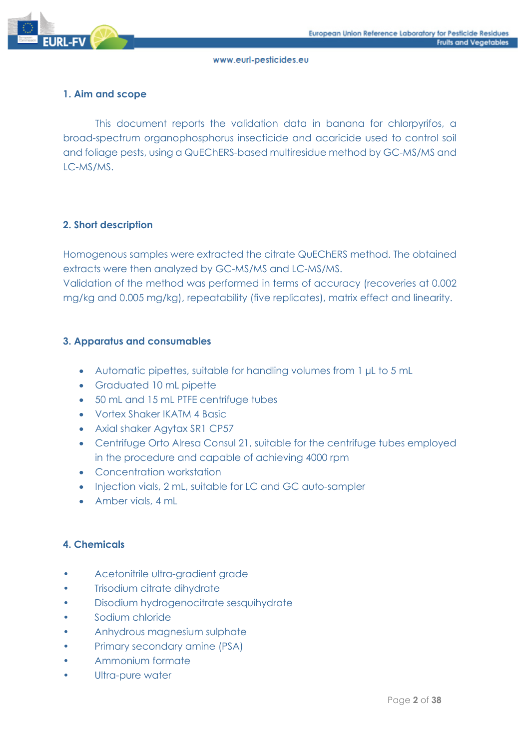## 1. Aim and scope

This document reports the validation data in banana for chlorpyrifos, a broad-spectrum organophosphorus insecticide and acaricide used to control soil and foliage pests, using a QuEChERS-based multiresidue method by GC-MS/MS and LC-MS/MS.

## 2. Short description

Homogenous samples were extracted the citrate QuEChERS method. The obtained extracts were then analyzed by GC-MS/MS and LC-MS/MS.
Validation of the method was performed in terms of accuracy (recoveries at 0.002 mg/kg and 0.005 mg/kg), repeatability (five replicates), matrix effect and linearity.

## 3. Apparatus and consumables

- Automatic pipettes, suitable for handling volumes from 1 µL to 5 mL
- Graduated 10 mL pipette
- 50 mL and 15 mL PTFE centrifuge tubes
- Vortex Shaker IKATM 4 Basic
- Axial shaker Agytax SR1 CP57
- Centrifuge Orto Alresa Consul 21, suitable for the centrifuge tubes employed in the procedure and capable of achieving 4000 rpm
- Concentration workstation
- Injection vials, 2 mL, suitable for LC and GC auto-sampler
- Amber vials, 4 mL

## 4. Chemicals

- Acetonitrile ultra-gradient grade
- Trisodium citrate dihydrate
- Disodium hydrogenocitrate sesquihydrate
- Sodium chloride
- Anhydrous magnesium sulphate
- Primary secondary amine (PSA)
- Ammonium formate
- Ultra-pure water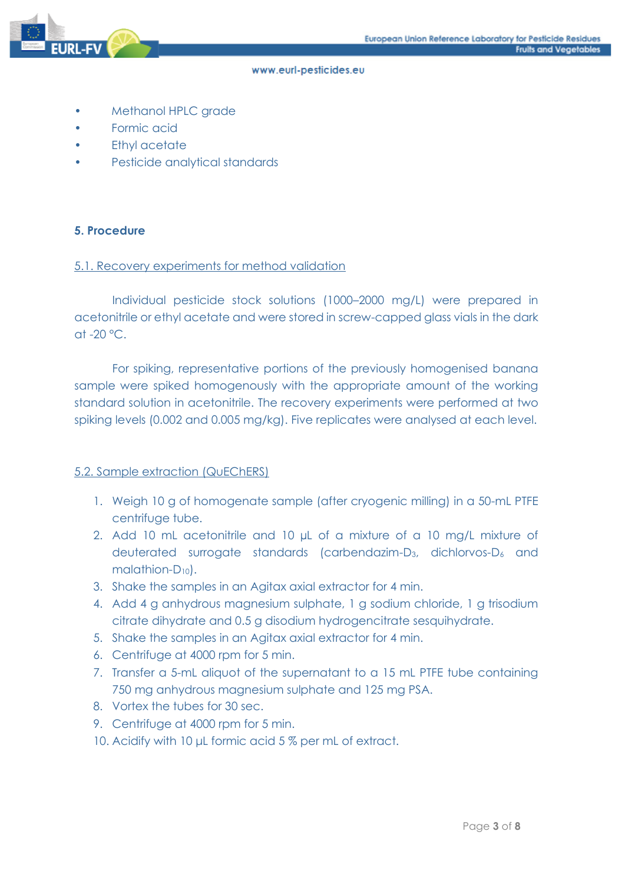- Methanol HPLC grade
- Formic acid
- Ethyl acetate
- Pesticide analytical standards

## 5. Procedure

### 5.1. Recovery experiments for method validation

Individual pesticide stock solutions (1000–2000 mg/L) were prepared in acetonitrile or ethyl acetate and were stored in screw-capped glass vials in the dark at -20 °C.

For spiking, representative portions of the previously homogenised banana sample were spiked homogenously with the appropriate amount of the working standard solution in acetonitrile. The recovery experiments were performed at two spiking levels (0.002 and 0.005 mg/kg). Five replicates were analysed at each level.

### 5.2. Sample extraction (QuEChERS)

1. Weigh 10 g of homogenate sample (after cryogenic milling) in a 50-mL PTFE centrifuge tube.
2. Add 10 mL acetonitrile and 10 µL of a mixture of a 10 mg/L mixture of deuterated surrogate standards (carbendazim-$D_3$, dichlorvos-$D_6$ and malathion-$D_{10}$).
3. Shake the samples in an Agitax axial extractor for 4 min.
4. Add 4 g anhydrous magnesium sulphate, 1 g sodium chloride, 1 g trisodium citrate dihydrate and 0.5 g disodium hydrogencitrate sesquihydrate.
5. Shake the samples in an Agitax axial extractor for 4 min.
6. Centrifuge at 4000 rpm for 5 min.
7. Transfer a 5-mL aliquot of the supernatant to a 15 mL PTFE tube containing 750 mg anhydrous magnesium sulphate and 125 mg PSA.
8. Vortex the tubes for 30 sec.
9. Centrifuge at 4000 rpm for 5 min.
10. Acidify with 10 µL formic acid 5 % per mL of extract.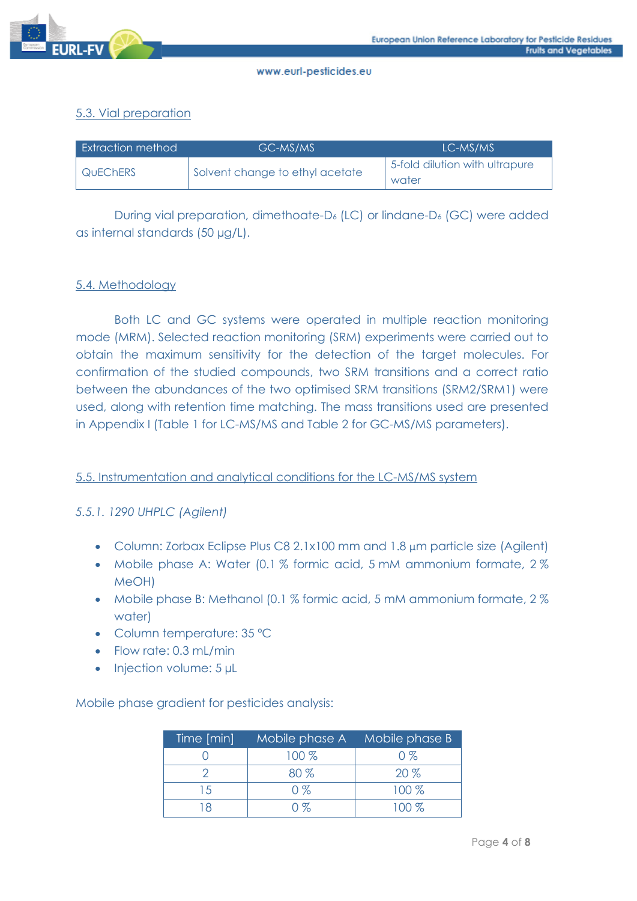## 5.3. Vial preparation

| Extraction method | GC-MS/MS | LC-MS/MS |
| --- | --- | --- |
| QuEChERS | Solvent change to ethyl acetate | 5-fold dilution with ultrapure water |

During vial preparation, dimethoate-$D_6$ (LC) or lindane-$D_6$ (GC) were added as internal standards (50 µg/L).

## 5.4. Methodology

Both LC and GC systems were operated in multiple reaction monitoring mode (MRM). Selected reaction monitoring (SRM) experiments were carried out to obtain the maximum sensitivity for the detection of the target molecules. For confirmation of the studied compounds, two SRM transitions and a correct ratio between the abundances of the two optimised SRM transitions (SRM2/SRM1) were used, along with retention time matching. The mass transitions used are presented in Appendix I (Table 1 for LC-MS/MS and Table 2 for GC-MS/MS parameters).

## 5.5. Instrumentation and analytical conditions for the LC-MS/MS system

### *5.5.1. 1290 UHPLC (Agilent)*

- Column: Zorbax Eclipse Plus C8 2.1x100 mm and 1.8 µm particle size (Agilent)
- Mobile phase A: Water (0.1 % formic acid, 5 mM ammonium formate, 2 % MeOH)
- Mobile phase B: Methanol (0.1 % formic acid, 5 mM ammonium formate, 2 % water)
- Column temperature: 35 °C
- Flow rate: 0.3 mL/min
- Injection volume: 5 µL

Mobile phase gradient for pesticides analysis:

| Time [min] | Mobile phase A | Mobile phase B |
| --- | --- | --- |
| 0 | 100 % | 0 % |
| 2 | 80 % | 20 % |
| 15 | 0 % | 100 % |
| 18 | 0 % | 100 % |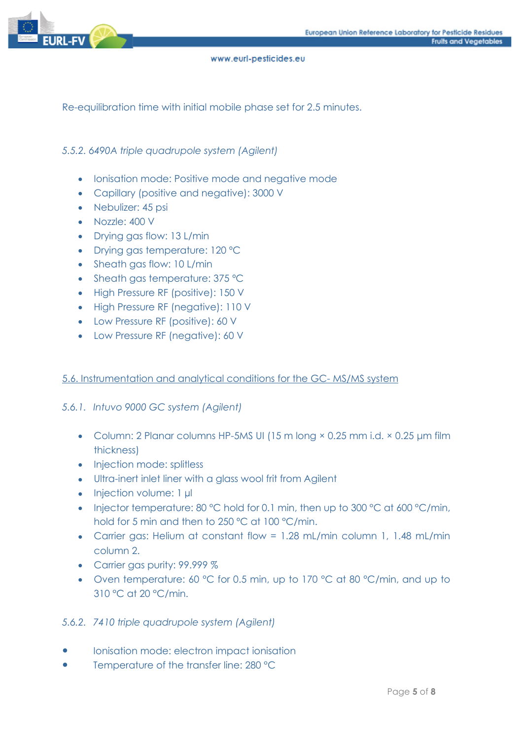Re-equilibration time with initial mobile phase set for 2.5 minutes.

#### *5.5.2. 6490A triple quadrupole system (Agilent)*

- Ionisation mode: Positive mode and negative mode
- Capillary (positive and negative): 3000 V
- Nebulizer: 45 psi
- Nozzle: 400 V
- Drying gas flow: 13 L/min
- Drying gas temperature: 120 °C
- Sheath gas flow: 10 L/min
- Sheath gas temperature: 375 °C
- High Pressure RF (positive): 150 V
- High Pressure RF (negative): 110 V
- Low Pressure RF (positive): 60 V
- Low Pressure RF (negative): 60 V

### 5.6. Instrumentation and analytical conditions for the GC- MS/MS system

#### *5.6.1. Intuvo 9000 GC system (Agilent)*

- Column: 2 Planar columns HP-5MS UI (15 m long × 0.25 mm i.d. × 0.25 µm film thickness)
- Injection mode: splitless
- Ultra-inert inlet liner with a glass wool frit from Agilent
- Injection volume: 1 µl
- Injector temperature: 80 °C hold for 0.1 min, then up to 300 °C at 600 °C/min, hold for 5 min and then to 250 °C at 100 °C/min.
- Carrier gas: Helium at constant flow = 1.28 mL/min column 1, 1.48 mL/min column 2.
- Carrier gas purity: 99.999 %
- Oven temperature: 60 °C for 0.5 min, up to 170 °C at 80 °C/min, and up to 310 °C at 20 °C/min.

#### *5.6.2. 7410 triple quadrupole system (Agilent)*

- Ionisation mode: electron impact ionisation
- Temperature of the transfer line: 280 °C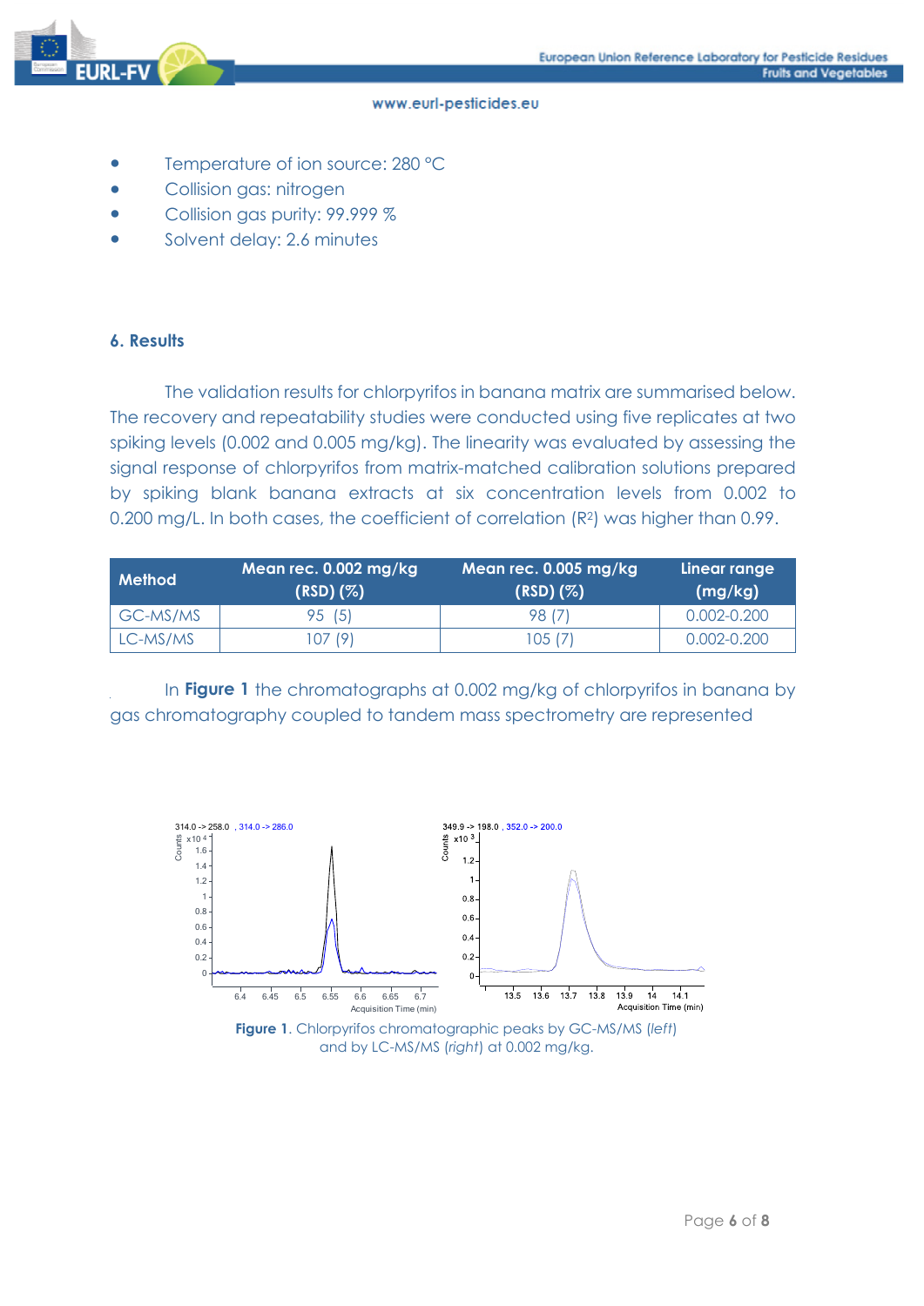- Temperature of ion source: 280 °C
- Collision gas: nitrogen
- Collision gas purity: 99.999 %
- Solvent delay: 2.6 minutes

## 6. Results

The validation results for chlorpyrifos in banana matrix are summarised below. The recovery and repeatability studies were conducted using five replicates at two spiking levels (0.002 and 0.005 mg/kg). The linearity was evaluated by assessing the signal response of chlorpyrifos from matrix-matched calibration solutions prepared by spiking blank banana extracts at six concentration levels from 0.002 to 0.200 mg/L. In both cases, the coefficient of correlation ($R^2$) was higher than 0.99.

| Method | Mean rec. 0.002 mg/kg (RSD) (%) | Mean rec. 0.005 mg/kg (RSD) (%) | Linear range (mg/kg) |
|---|---|---|---|
| GC-MS/MS | 95 (5) | 98 (7) | 0.002-0.200 |
| LC-MS/MS | 107 (9) | 105 (7) | 0.002-0.200 |

In **Figure 1** the chromatographs at 0.002 mg/kg of chlorpyrifos in banana by gas chromatography coupled to tandem mass spectrometry are represented

**Figure 1**. Chlorpyrifos chromatographic peaks by GC-MS/MS (*left*) and by LC-MS/MS (*right*) at 0.002 mg/kg.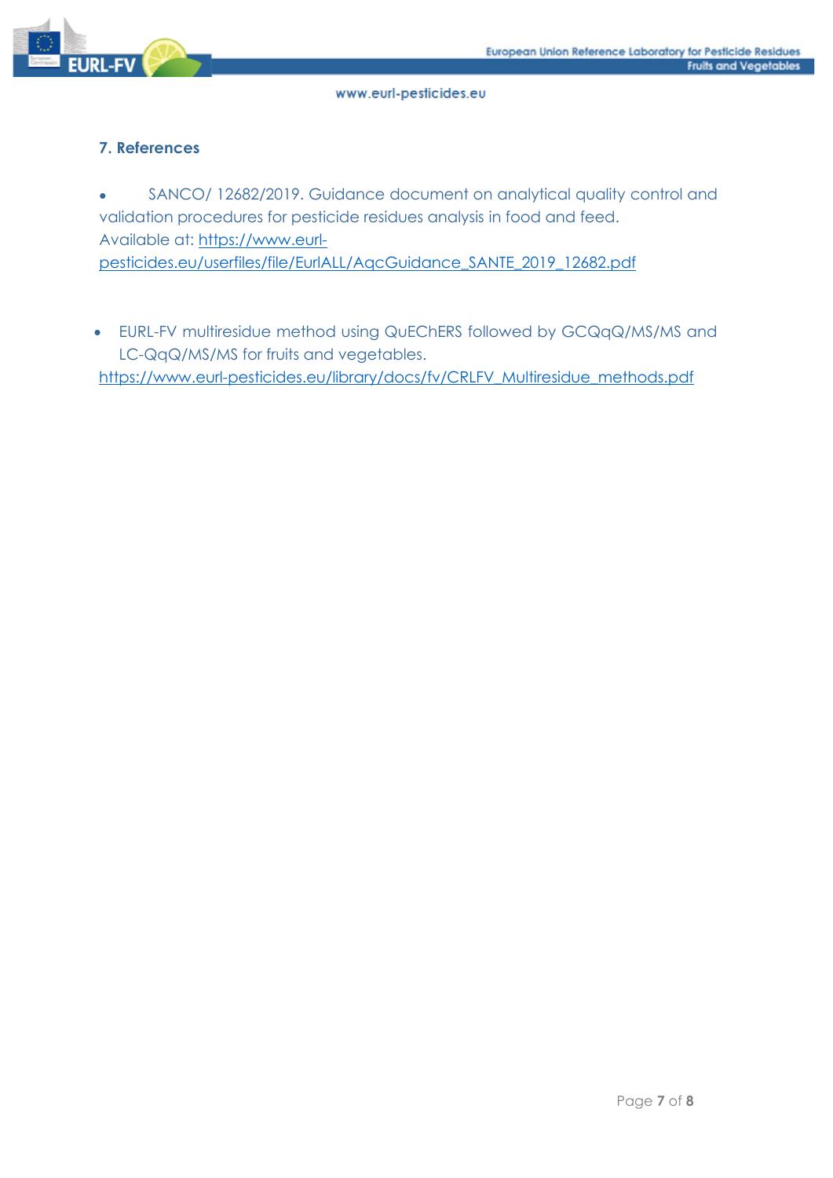## 7. References

- SANCO/ 12682/2019. Guidance document on analytical quality control and validation procedures for pesticide residues analysis in food and feed. Available at: https://www.eurl-pesticides.eu/userfiles/file/EurlALL/AqcGuidance_SANTE_2019_12682.pdf

- EURL-FV multiresidue method using QuEChERS followed by GCQqQ/MS/MS and LC-QqQ/MS/MS for fruits and vegetables. https://www.eurl-pesticides.eu/library/docs/fv/CRLFV_Multiresidue_methods.pdf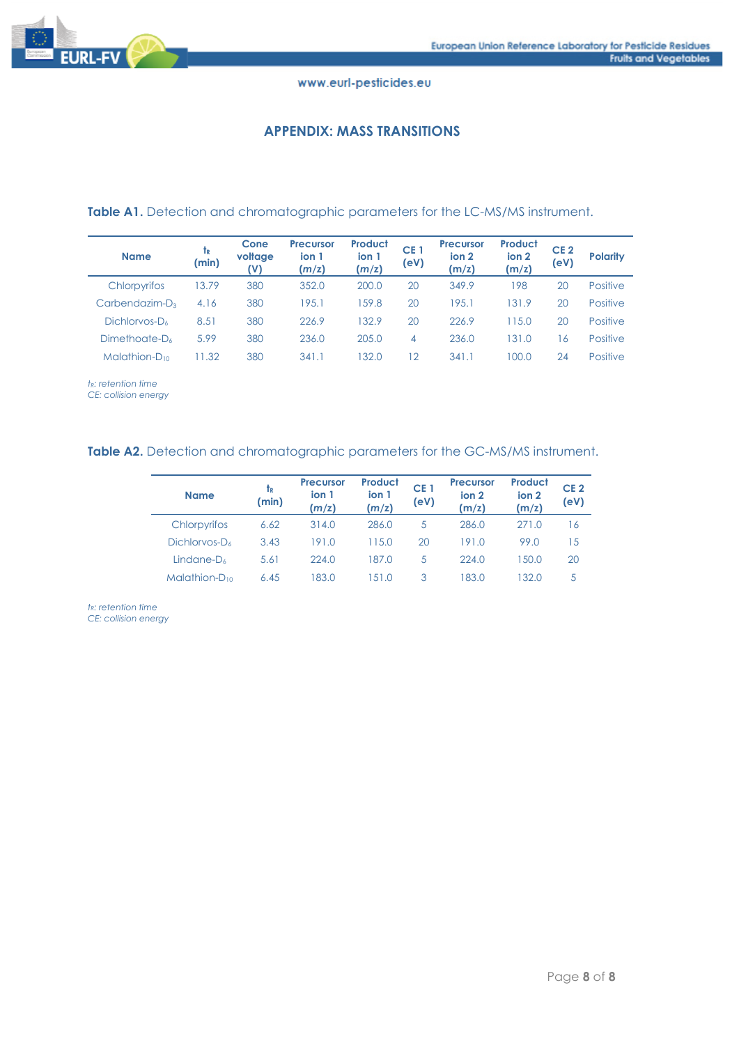## APPENDIX: MASS TRANSITIONS

**Table A1.** Detection and chromatographic parameters for the LC-MS/MS instrument.

| Name | $t_R$ (min) | Cone voltage (V) | Precursor ion 1 (*m/z*) | Product ion 1 (*m/z*) | CE 1 (eV) | Precursor ion 2 (m/z) | Product ion 2 (m/z) | CE 2 (eV) | Polarity |
|---|---|---|---|---|---|---|---|---|---|
| Chlorpyrifos | 13.79 | 380 | 352.0 | 200.0 | 20 | 349.9 | 198 | 20 | Positive |
| Carbendazim-$D_3$ | 4.16 | 380 | 195.1 | 159.8 | 20 | 195.1 | 131.9 | 20 | Positive |
| Dichlorvos-$D_6$ | 8.51 | 380 | 226.9 | 132.9 | 20 | 226.9 | 115.0 | 20 | Positive |
| Dimethoate-$D_6$ | 5.99 | 380 | 236.0 | 205.0 | 4 | 236.0 | 131.0 | 16 | Positive |
| Malathion-$D_{10}$ | 11.32 | 380 | 341.1 | 132.0 | 12 | 341.1 | 100.0 | 24 | Positive |

*$t_R$: retention time*
*CE: collision energy*

**Table A2.** Detection and chromatographic parameters for the GC-MS/MS instrument.

| Name | $t_R$ (min) | Precursor ion 1 (*m/z*) | Product ion 1 (*m/z*) | CE 1 (eV) | Precursor ion 2 (*m/z*) | Product ion 2 (*m/z*) | CE 2 (eV) |
|---|---|---|---|---|---|---|---|
| Chlorpyrifos | 6.62 | 314.0 | 286.0 | 5 | 286.0 | 271.0 | 16 |
| Dichlorvos-$D_6$ | 3.43 | 191.0 | 115.0 | 20 | 191.0 | 99.0 | 15 |
| Lindane-$D_6$ | 5.61 | 224.0 | 187.0 | 5 | 224.0 | 150.0 | 20 |
| Malathion-$D_{10}$ | 6.45 | 183.0 | 151.0 | 3 | 183.0 | 132.0 | 5 |

*$t_R$: retention time*
*CE: collision energy*